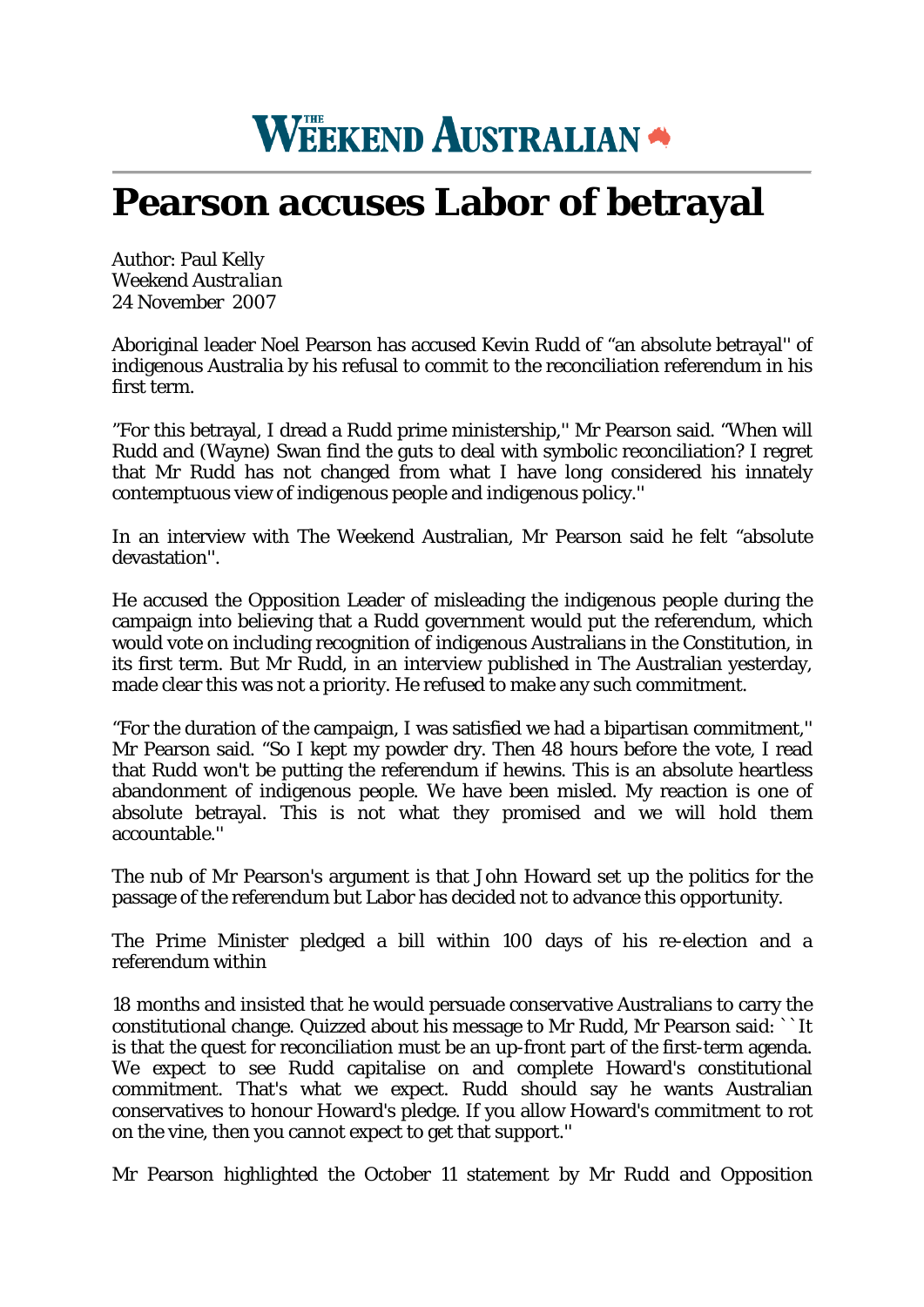# Pearson accuses Labor of betrayal

Author: Paul Kelly
*Weekend Australian*
24 November 2007

Aboriginal leader Noel Pearson has accused Kevin Rudd of "an absolute betrayal'' of indigenous Australia by his refusal to commit to the reconciliation referendum in his first term.

"For this betrayal, I dread a Rudd prime ministership,'' Mr Pearson said. "When will Rudd and (Wayne) Swan find the guts to deal with symbolic reconciliation? I regret that Mr Rudd has not changed from what I have long considered his innately contemptuous view of indigenous people and indigenous policy.''

In an interview with The Weekend Australian, Mr Pearson said he felt "absolute devastation''.

He accused the Opposition Leader of misleading the indigenous people during the campaign into believing that a Rudd government would put the referendum, which would vote on including recognition of indigenous Australians in the Constitution, in its first term. But Mr Rudd, in an interview published in The Australian yesterday, made clear this was not a priority. He refused to make any such commitment.

"For the duration of the campaign, I was satisfied we had a bipartisan commitment,'' Mr Pearson said. "So I kept my powder dry. Then 48 hours before the vote, I read that Rudd won't be putting the referendum if hewins. This is an absolute heartless abandonment of indigenous people. We have been misled. My reaction is one of absolute betrayal. This is not what they promised and we will hold them accountable.''

The nub of Mr Pearson's argument is that John Howard set up the politics for the passage of the referendum but Labor has decided not to advance this opportunity.

The Prime Minister pledged a bill within 100 days of his re-election and a referendum within 18 months and insisted that he would persuade conservative Australians to carry the constitutional change. Quizzed about his message to Mr Rudd, Mr Pearson said: ``It is that the quest for reconciliation must be an up-front part of the first-term agenda. We expect to see Rudd capitalise on and complete Howard's constitutional commitment. That's what we expect. Rudd should say he wants Australian conservatives to honour Howard's pledge. If you allow Howard's commitment to rot on the vine, then you cannot expect to get that support.''

Mr Pearson highlighted the October 11 statement by Mr Rudd and Opposition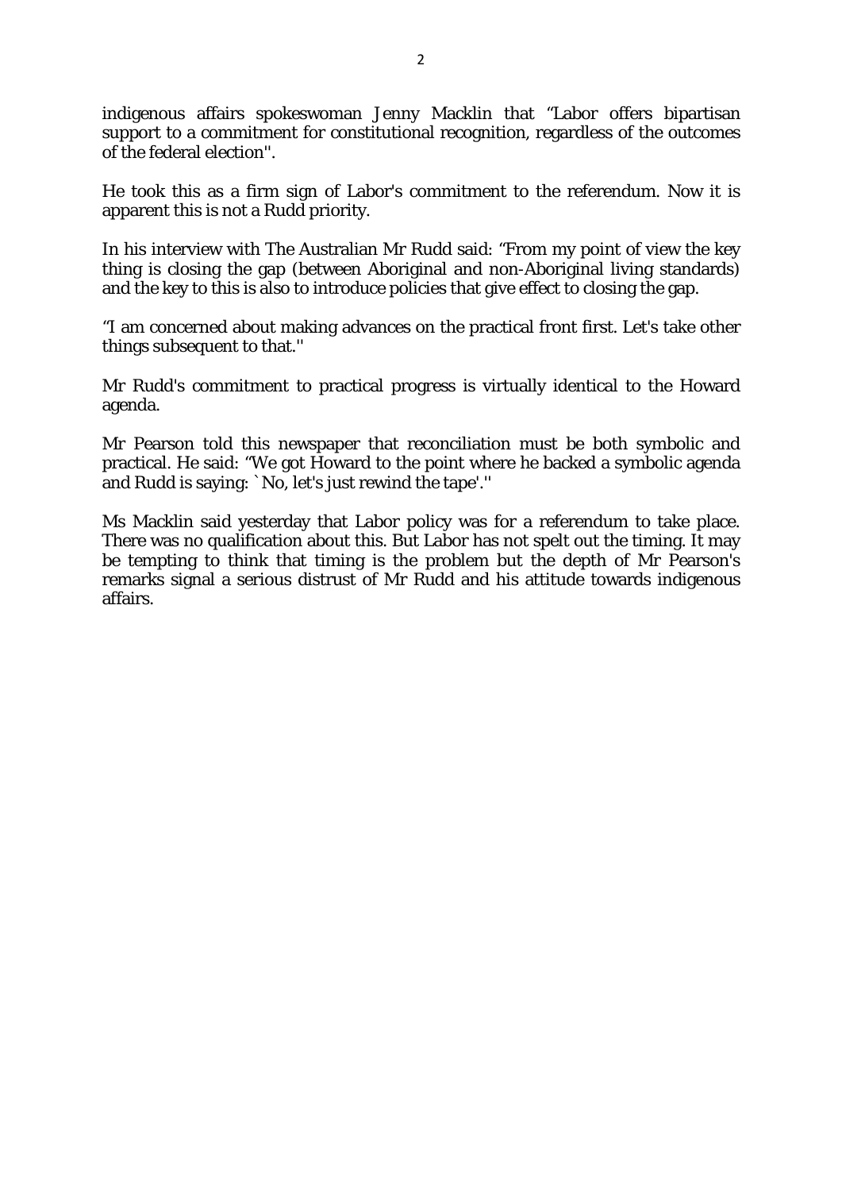indigenous affairs spokeswoman Jenny Macklin that "Labor offers bipartisan support to a commitment for constitutional recognition, regardless of the outcomes of the federal election''.

He took this as a firm sign of Labor's commitment to the referendum. Now it is apparent this is not a Rudd priority.

In his interview with The Australian Mr Rudd said: "From my point of view the key thing is closing the gap (between Aboriginal and non-Aboriginal living standards) and the key to this is also to introduce policies that give effect to closing the gap.

"I am concerned about making advances on the practical front first. Let's take other things subsequent to that.''

Mr Rudd's commitment to practical progress is virtually identical to the Howard agenda.

Mr Pearson told this newspaper that reconciliation must be both symbolic and practical. He said: "We got Howard to the point where he backed a symbolic agenda and Rudd is saying: `No, let's just rewind the tape'.''

Ms Macklin said yesterday that Labor policy was for a referendum to take place. There was no qualification about this. But Labor has not spelt out the timing. It may be tempting to think that timing is the problem but the depth of Mr Pearson's remarks signal a serious distrust of Mr Rudd and his attitude towards indigenous affairs.